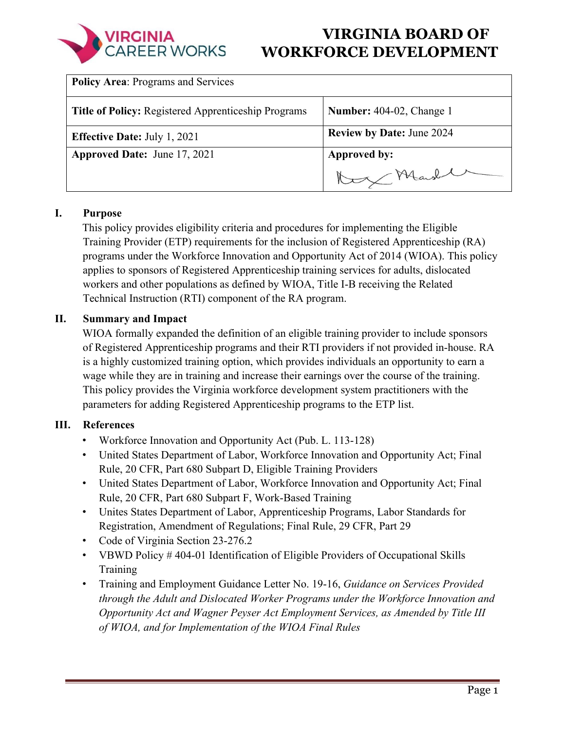# VIRGINIA BOARD OF WORKFORCE DEVELOPMENT

| **Policy Area**: Programs and Services | |
|---|---|
| **Title of Policy:** Registered Apprenticeship Programs | **Number:** 404-02, Change 1 |
| **Effective Date:** July 1, 2021 | **Review by Date:** June 2024 |
| **Approved Date:** June 17, 2021 | **Approved by:** |

## I. Purpose

This policy provides eligibility criteria and procedures for implementing the Eligible Training Provider (ETP) requirements for the inclusion of Registered Apprenticeship (RA) programs under the Workforce Innovation and Opportunity Act of 2014 (WIOA). This policy applies to sponsors of Registered Apprenticeship training services for adults, dislocated workers and other populations as defined by WIOA, Title I-B receiving the Related Technical Instruction (RTI) component of the RA program.

## II. Summary and Impact

WIOA formally expanded the definition of an eligible training provider to include sponsors of Registered Apprenticeship programs and their RTI providers if not provided in-house. RA is a highly customized training option, which provides individuals an opportunity to earn a wage while they are in training and increase their earnings over the course of the training. This policy provides the Virginia workforce development system practitioners with the parameters for adding Registered Apprenticeship programs to the ETP list.

## III. References

- Workforce Innovation and Opportunity Act (Pub. L. 113-128)
- United States Department of Labor, Workforce Innovation and Opportunity Act; Final Rule, 20 CFR, Part 680 Subpart D, Eligible Training Providers
- United States Department of Labor, Workforce Innovation and Opportunity Act; Final Rule, 20 CFR, Part 680 Subpart F, Work-Based Training
- Unites States Department of Labor, Apprenticeship Programs, Labor Standards for Registration, Amendment of Regulations; Final Rule, 29 CFR, Part 29
- Code of Virginia Section 23-276.2
- VBWD Policy # 404-01 Identification of Eligible Providers of Occupational Skills Training
- Training and Employment Guidance Letter No. 19-16, *Guidance on Services Provided through the Adult and Dislocated Worker Programs under the Workforce Innovation and Opportunity Act and Wagner Peyser Act Employment Services, as Amended by Title III of WIOA, and for Implementation of the WIOA Final Rules*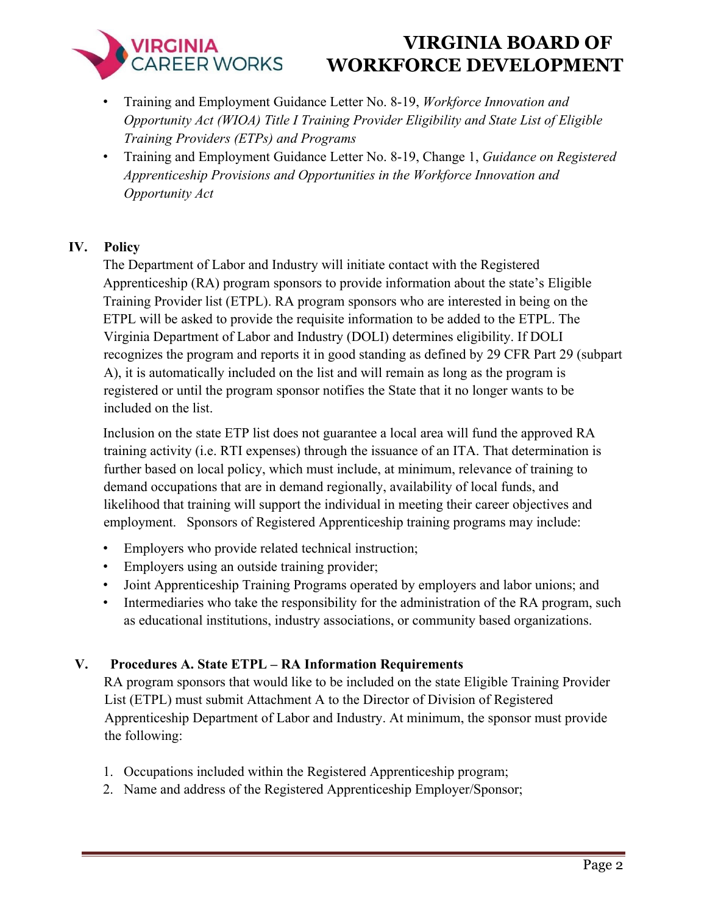- Training and Employment Guidance Letter No. 8-19, *Workforce Innovation and Opportunity Act (WIOA) Title I Training Provider Eligibility and State List of Eligible Training Providers (ETPs) and Programs*
- Training and Employment Guidance Letter No. 8-19, Change 1, *Guidance on Registered Apprenticeship Provisions and Opportunities in the Workforce Innovation and Opportunity Act*

## IV. Policy

The Department of Labor and Industry will initiate contact with the Registered Apprenticeship (RA) program sponsors to provide information about the state's Eligible Training Provider list (ETPL). RA program sponsors who are interested in being on the ETPL will be asked to provide the requisite information to be added to the ETPL. The Virginia Department of Labor and Industry (DOLI) determines eligibility. If DOLI recognizes the program and reports it in good standing as defined by 29 CFR Part 29 (subpart A), it is automatically included on the list and will remain as long as the program is registered or until the program sponsor notifies the State that it no longer wants to be included on the list.

Inclusion on the state ETP list does not guarantee a local area will fund the approved RA training activity (i.e. RTI expenses) through the issuance of an ITA. That determination is further based on local policy, which must include, at minimum, relevance of training to demand occupations that are in demand regionally, availability of local funds, and likelihood that training will support the individual in meeting their career objectives and employment. Sponsors of Registered Apprenticeship training programs may include:

- Employers who provide related technical instruction;
- Employers using an outside training provider;
- Joint Apprenticeship Training Programs operated by employers and labor unions; and
- Intermediaries who take the responsibility for the administration of the RA program, such as educational institutions, industry associations, or community based organizations.

## V. Procedures A. State ETPL – RA Information Requirements

RA program sponsors that would like to be included on the state Eligible Training Provider List (ETPL) must submit Attachment A to the Director of Division of Registered Apprenticeship Department of Labor and Industry. At minimum, the sponsor must provide the following:

1. Occupations included within the Registered Apprenticeship program;
2. Name and address of the Registered Apprenticeship Employer/Sponsor;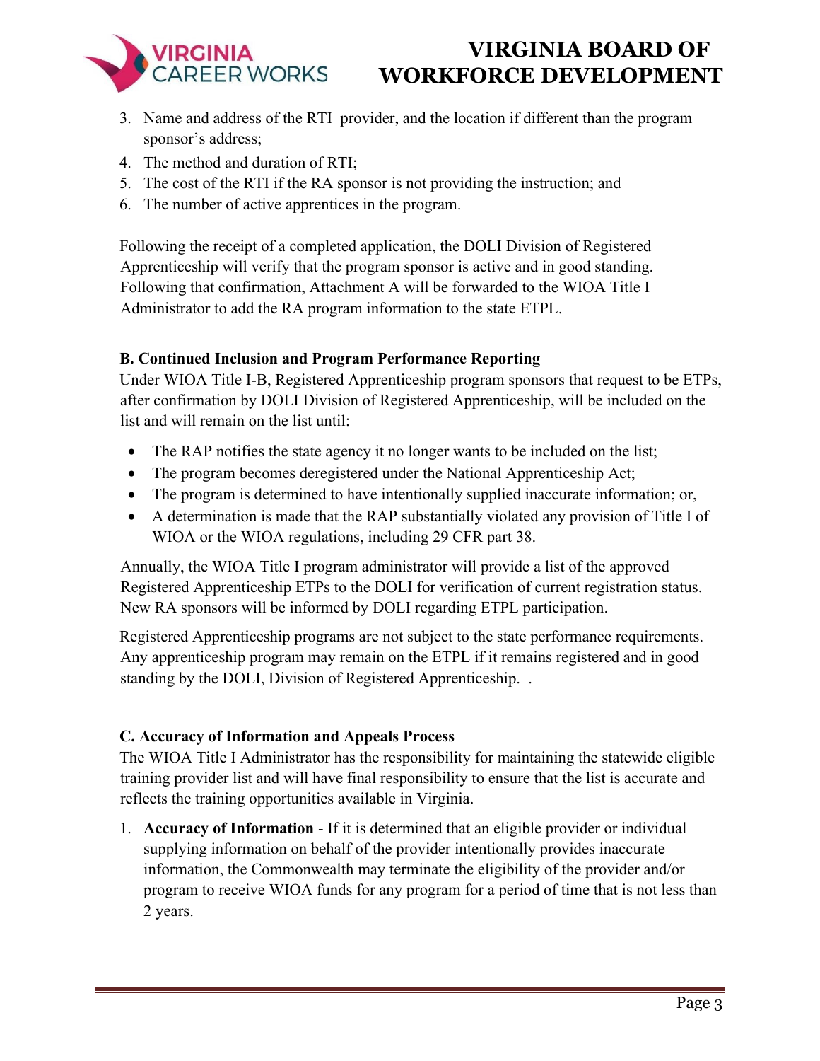3. Name and address of the RTI provider, and the location if different than the program sponsor's address;
4. The method and duration of RTI;
5. The cost of the RTI if the RA sponsor is not providing the instruction; and
6. The number of active apprentices in the program.

Following the receipt of a completed application, the DOLI Division of Registered Apprenticeship will verify that the program sponsor is active and in good standing. Following that confirmation, Attachment A will be forwarded to the WIOA Title I Administrator to add the RA program information to the state ETPL.

**B. Continued Inclusion and Program Performance Reporting**

Under WIOA Title I-B, Registered Apprenticeship program sponsors that request to be ETPs, after confirmation by DOLI Division of Registered Apprenticeship, will be included on the list and will remain on the list until:

- The RAP notifies the state agency it no longer wants to be included on the list;
- The program becomes deregistered under the National Apprenticeship Act;
- The program is determined to have intentionally supplied inaccurate information; or,
- A determination is made that the RAP substantially violated any provision of Title I of WIOA or the WIOA regulations, including 29 CFR part 38.

Annually, the WIOA Title I program administrator will provide a list of the approved Registered Apprenticeship ETPs to the DOLI for verification of current registration status. New RA sponsors will be informed by DOLI regarding ETPL participation.

Registered Apprenticeship programs are not subject to the state performance requirements. Any apprenticeship program may remain on the ETPL if it remains registered and in good standing by the DOLI, Division of Registered Apprenticeship. .

**C. Accuracy of Information and Appeals Process**

The WIOA Title I Administrator has the responsibility for maintaining the statewide eligible training provider list and will have final responsibility to ensure that the list is accurate and reflects the training opportunities available in Virginia.

1. **Accuracy of Information** - If it is determined that an eligible provider or individual supplying information on behalf of the provider intentionally provides inaccurate information, the Commonwealth may terminate the eligibility of the provider and/or program to receive WIOA funds for any program for a period of time that is not less than 2 years.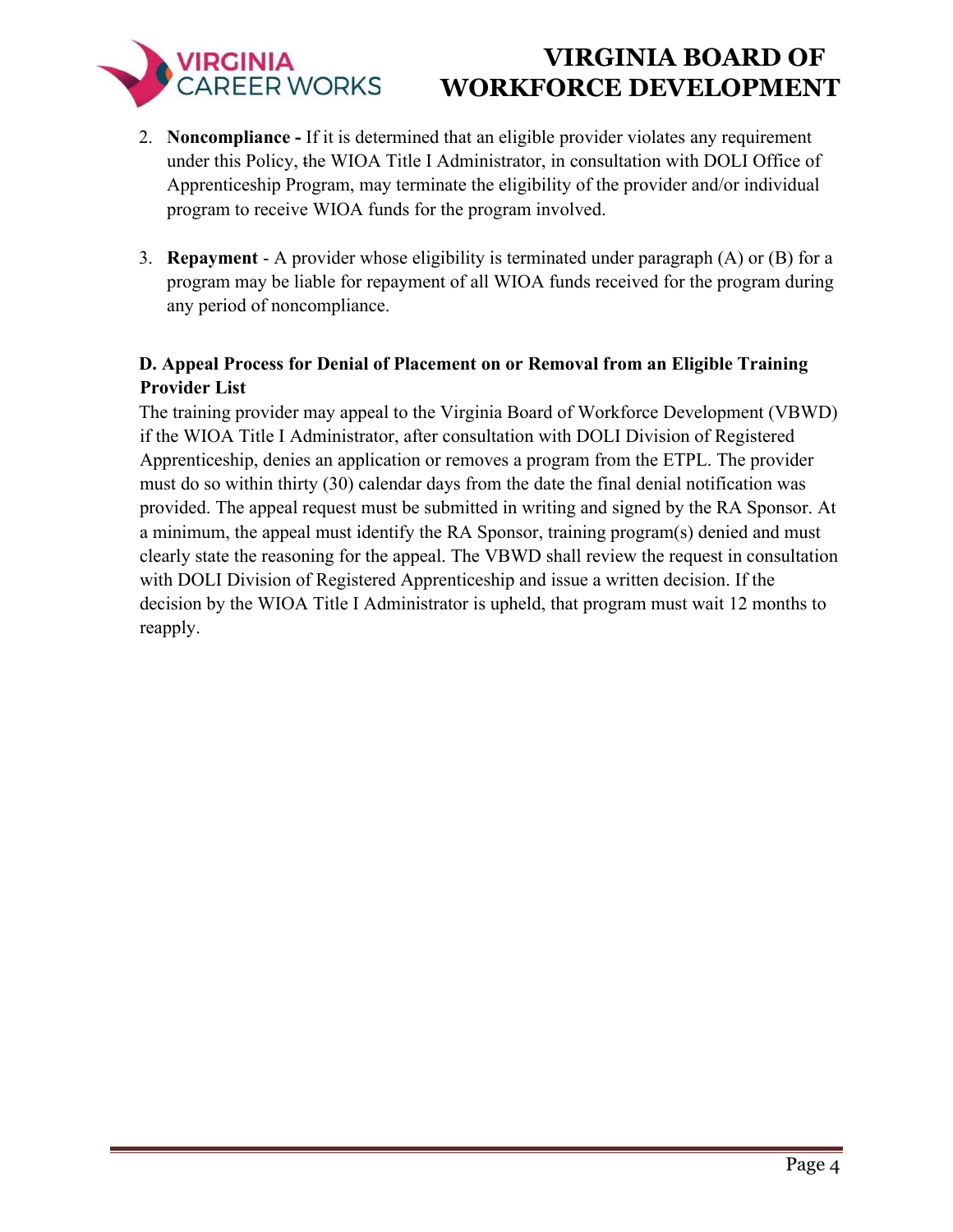2. **Noncompliance -** If it is determined that an eligible provider violates any requirement under this Policy, the WIOA Title I Administrator, in consultation with DOLI Office of Apprenticeship Program, may terminate the eligibility of the provider and/or individual program to receive WIOA funds for the program involved.

3. **Repayment** - A provider whose eligibility is terminated under paragraph (A) or (B) for a program may be liable for repayment of all WIOA funds received for the program during any period of noncompliance.

**D. Appeal Process for Denial of Placement on or Removal from an Eligible Training Provider List**

The training provider may appeal to the Virginia Board of Workforce Development (VBWD) if the WIOA Title I Administrator, after consultation with DOLI Division of Registered Apprenticeship, denies an application or removes a program from the ETPL. The provider must do so within thirty (30) calendar days from the date the final denial notification was provided. The appeal request must be submitted in writing and signed by the RA Sponsor. At a minimum, the appeal must identify the RA Sponsor, training program(s) denied and must clearly state the reasoning for the appeal. The VBWD shall review the request in consultation with DOLI Division of Registered Apprenticeship and issue a written decision. If the decision by the WIOA Title I Administrator is upheld, that program must wait 12 months to reapply.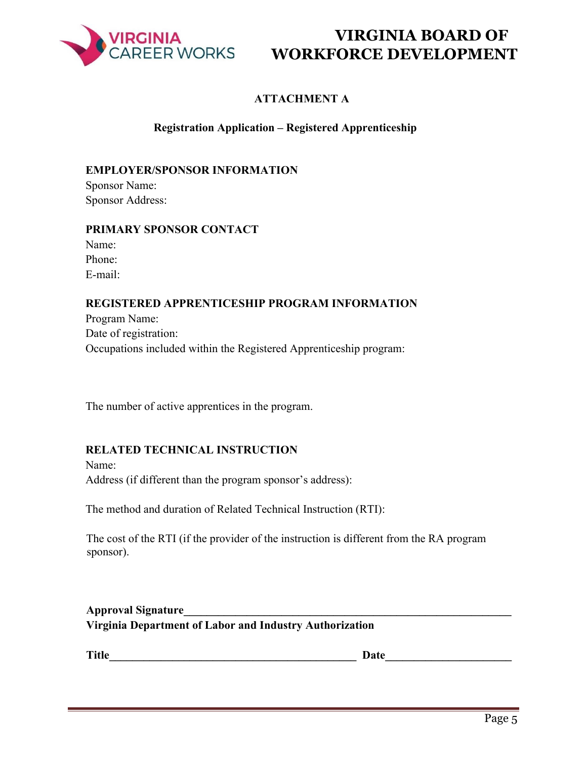# VIRGINIA BOARD OF WORKFORCE DEVELOPMENT

## ATTACHMENT A

### Registration Application – Registered Apprenticeship

**EMPLOYER/SPONSOR INFORMATION**

Sponsor Name:

Sponsor Address:

**PRIMARY SPONSOR CONTACT**

Name:

Phone:

E-mail:

**REGISTERED APPRENTICESHIP PROGRAM INFORMATION**

Program Name:

Date of registration:

Occupations included within the Registered Apprenticeship program:

The number of active apprentices in the program.

**RELATED TECHNICAL INSTRUCTION**

Name:

Address (if different than the program sponsor's address):

The method and duration of Related Technical Instruction (RTI):

The cost of the RTI (if the provider of the instruction is different from the RA program sponsor).

**Approval Signature**\_\_\_\_\_\_\_\_\_\_\_\_\_\_\_\_\_\_\_\_\_\_\_\_\_\_\_\_\_\_\_\_\_\_\_\_\_\_\_\_\_\_\_\_\_\_\_\_\_\_\_\_\_\_\_\_
**Virginia Department of Labor and Industry Authorization**

**Title**\_\_\_\_\_\_\_\_\_\_\_\_\_\_\_\_\_\_\_\_\_\_\_\_\_\_\_\_\_\_\_\_\_\_\_\_\_\_\_\_\_\_ **Date**\_\_\_\_\_\_\_\_\_\_\_\_\_\_\_\_\_\_\_\_\_